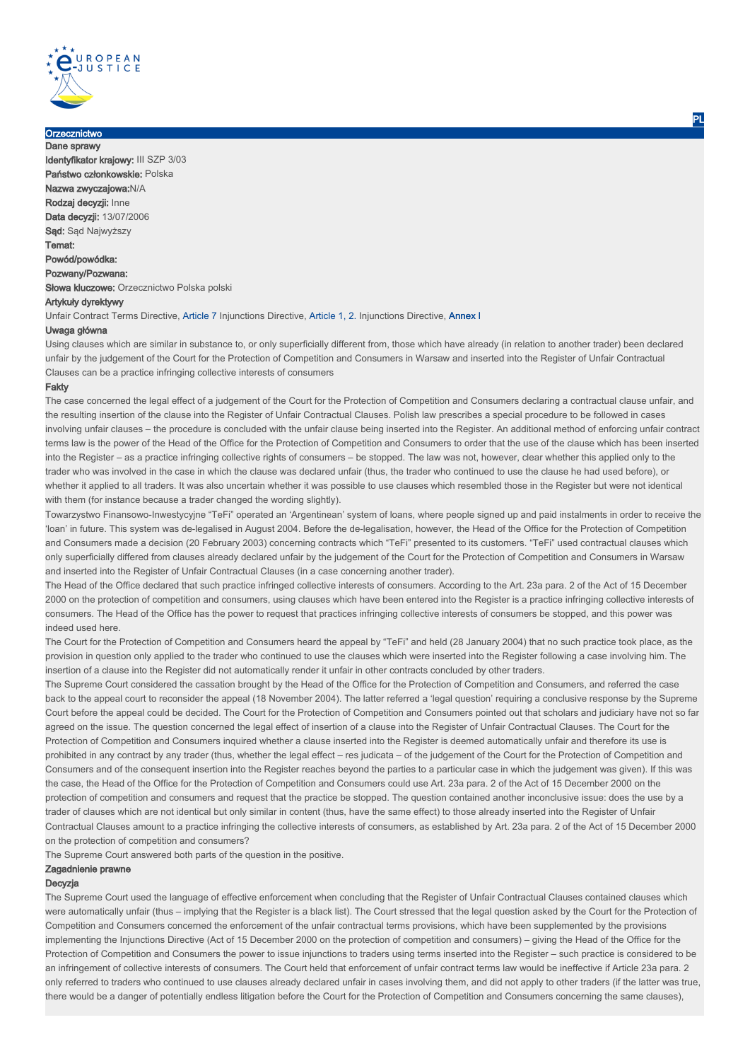## Orzecznictwo

**Dane sprawy**

**Identyfikator krajowy:** III SZP 3/03

**Państwo członkowskie:** Polska

**Nazwa zwyczajowa:**N/A

**Rodzaj decyzji:** Inne

**Data decyzji:** 13/07/2006

**Sąd:** Sąd Najwyższy

**Temat:**

**Powód/powódka:**

**Pozwany/Pozwana:**

**Słowa kluczowe:** Orzecznictwo Polska polski

**Artykuły dyrektywy**

Unfair Contract Terms Directive, Article 7 Injunctions Directive, Article 1, 2. Injunctions Directive, Annex I

**Uwaga główna**

Using clauses which are similar in substance to, or only superficially different from, those which have already (in relation to another trader) been declared unfair by the judgement of the Court for the Protection of Competition and Consumers in Warsaw and inserted into the Register of Unfair Contractual Clauses can be a practice infringing collective interests of consumers

**Fakty**

The case concerned the legal effect of a judgement of the Court for the Protection of Competition and Consumers declaring a contractual clause unfair, and the resulting insertion of the clause into the Register of Unfair Contractual Clauses. Polish law prescribes a special procedure to be followed in cases involving unfair clauses – the procedure is concluded with the unfair clause being inserted into the Register. An additional method of enforcing unfair contract terms law is the power of the Head of the Office for the Protection of Competition and Consumers to order that the use of the clause which has been inserted into the Register – as a practice infringing collective rights of consumers – be stopped. The law was not, however, clear whether this applied only to the trader who was involved in the case in which the clause was declared unfair (thus, the trader who continued to use the clause he had used before), or whether it applied to all traders. It was also uncertain whether it was possible to use clauses which resembled those in the Register but were not identical with them (for instance because a trader changed the wording slightly).

Towarzystwo Finansowo-Inwestycyjne "TeFi" operated an 'Argentinean' system of loans, where people signed up and paid instalments in order to receive the 'loan' in future. This system was de-legalised in August 2004. Before the de-legalisation, however, the Head of the Office for the Protection of Competition and Consumers made a decision (20 February 2003) concerning contracts which "TeFi" presented to its customers. "TeFi" used contractual clauses which only superficially differed from clauses already declared unfair by the judgement of the Court for the Protection of Competition and Consumers in Warsaw and inserted into the Register of Unfair Contractual Clauses (in a case concerning another trader).

The Head of the Office declared that such practice infringed collective interests of consumers. According to the Art. 23a para. 2 of the Act of 15 December 2000 on the protection of competition and consumers, using clauses which have been entered into the Register is a practice infringing collective interests of consumers. The Head of the Office has the power to request that practices infringing collective interests of consumers be stopped, and this power was indeed used here.

The Court for the Protection of Competition and Consumers heard the appeal by "TeFi" and held (28 January 2004) that no such practice took place, as the provision in question only applied to the trader who continued to use the clauses which were inserted into the Register following a case involving him. The insertion of a clause into the Register did not automatically render it unfair in other contracts concluded by other traders.

The Supreme Court considered the cassation brought by the Head of the Office for the Protection of Competition and Consumers, and referred the case back to the appeal court to reconsider the appeal (18 November 2004). The latter referred a 'legal question' requiring a conclusive response by the Supreme Court before the appeal could be decided. The Court for the Protection of Competition and Consumers pointed out that scholars and judiciary have not so far agreed on the issue. The question concerned the legal effect of insertion of a clause into the Register of Unfair Contractual Clauses. The Court for the Protection of Competition and Consumers inquired whether a clause inserted into the Register is deemed automatically unfair and therefore its use is prohibited in any contract by any trader (thus, whether the legal effect – res judicata – of the judgement of the Court for the Protection of Competition and Consumers and of the consequent insertion into the Register reaches beyond the parties to a particular case in which the judgement was given). If this was the case, the Head of the Office for the Protection of Competition and Consumers could use Art. 23a para. 2 of the Act of 15 December 2000 on the protection of competition and consumers and request that the practice be stopped. The question contained another inconclusive issue: does the use by a trader of clauses which are not identical but only similar in content (thus, have the same effect) to those already inserted into the Register of Unfair Contractual Clauses amount to a practice infringing the collective interests of consumers, as established by Art. 23a para. 2 of the Act of 15 December 2000 on the protection of competition and consumers?

The Supreme Court answered both parts of the question in the positive.

**Zagadnienie prawne**

**Decyzja**

The Supreme Court used the language of effective enforcement when concluding that the Register of Unfair Contractual Clauses contained clauses which were automatically unfair (thus – implying that the Register is a black list). The Court stressed that the legal question asked by the Court for the Protection of Competition and Consumers concerned the enforcement of the unfair contractual terms provisions, which have been supplemented by the provisions implementing the Injunctions Directive (Act of 15 December 2000 on the protection of competition and consumers) – giving the Head of the Office for the Protection of Competition and Consumers the power to issue injunctions to traders using terms inserted into the Register – such practice is considered to be an infringement of collective interests of consumers. The Court held that enforcement of unfair contract terms law would be ineffective if Article 23a para. 2 only referred to traders who continued to use clauses already declared unfair in cases involving them, and did not apply to other traders (if the latter was true, there would be a danger of potentially endless litigation before the Court for the Protection of Competition and Consumers concerning the same clauses),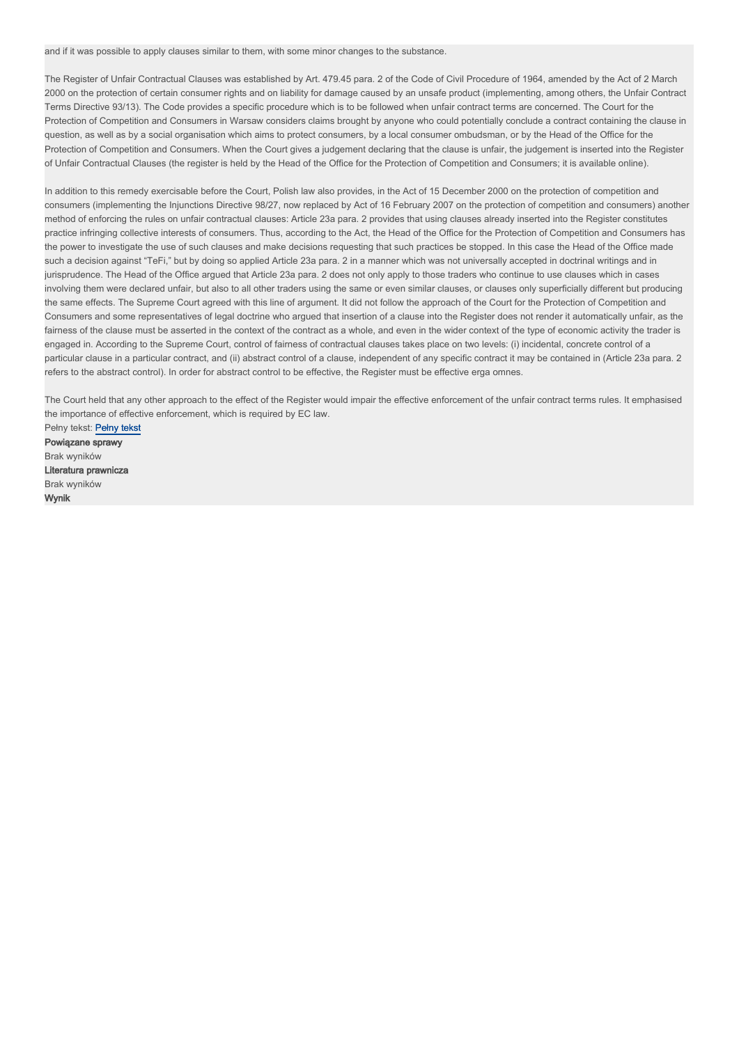and if it was possible to apply clauses similar to them, with some minor changes to the substance.

The Register of Unfair Contractual Clauses was established by Art. 479.45 para. 2 of the Code of Civil Procedure of 1964, amended by the Act of 2 March 2000 on the protection of certain consumer rights and on liability for damage caused by an unsafe product (implementing, among others, the Unfair Contract Terms Directive 93/13). The Code provides a specific procedure which is to be followed when unfair contract terms are concerned. The Court for the Protection of Competition and Consumers in Warsaw considers claims brought by anyone who could potentially conclude a contract containing the clause in question, as well as by a social organisation which aims to protect consumers, by a local consumer ombudsman, or by the Head of the Office for the Protection of Competition and Consumers. When the Court gives a judgement declaring that the clause is unfair, the judgement is inserted into the Register of Unfair Contractual Clauses (the register is held by the Head of the Office for the Protection of Competition and Consumers; it is available online).

In addition to this remedy exercisable before the Court, Polish law also provides, in the Act of 15 December 2000 on the protection of competition and consumers (implementing the Injunctions Directive 98/27, now replaced by Act of 16 February 2007 on the protection of competition and consumers) another method of enforcing the rules on unfair contractual clauses: Article 23a para. 2 provides that using clauses already inserted into the Register constitutes practice infringing collective interests of consumers. Thus, according to the Act, the Head of the Office for the Protection of Competition and Consumers has the power to investigate the use of such clauses and make decisions requesting that such practices be stopped. In this case the Head of the Office made such a decision against "TeFi," but by doing so applied Article 23a para. 2 in a manner which was not universally accepted in doctrinal writings and in jurisprudence. The Head of the Office argued that Article 23a para. 2 does not only apply to those traders who continue to use clauses which in cases involving them were declared unfair, but also to all other traders using the same or even similar clauses, or clauses only superficially different but producing the same effects. The Supreme Court agreed with this line of argument. It did not follow the approach of the Court for the Protection of Competition and Consumers and some representatives of legal doctrine who argued that insertion of a clause into the Register does not render it automatically unfair, as the fairness of the clause must be asserted in the context of the contract as a whole, and even in the wider context of the type of economic activity the trader is engaged in. According to the Supreme Court, control of fairness of contractual clauses takes place on two levels: (i) incidental, concrete control of a particular clause in a particular contract, and (ii) abstract control of a clause, independent of any specific contract it may be contained in (Article 23a para. 2 refers to the abstract control). In order for abstract control to be effective, the Register must be effective erga omnes.

The Court held that any other approach to the effect of the Register would impair the effective enforcement of the unfair contract terms rules. It emphasised the importance of effective enforcement, which is required by EC law.

Pełny tekst: Pełny tekst

**Powiązane sprawy**

Brak wyników

**Literatura prawnicza**

Brak wyników

**Wynik**